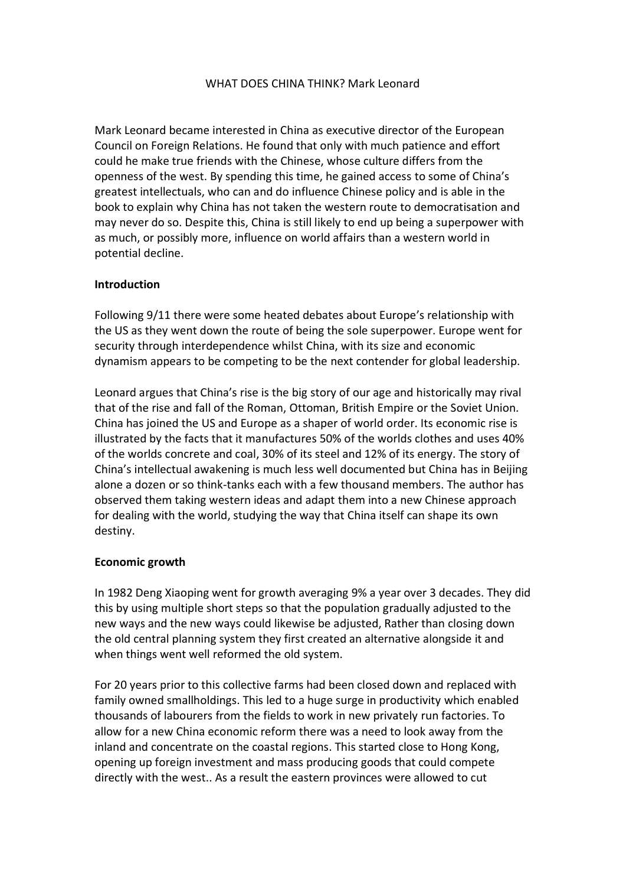WHAT DOES CHINA THINK? Mark Leonard

Mark Leonard became interested in China as executive director of the European Council on Foreign Relations. He found that only with much patience and effort could he make true friends with the Chinese, whose culture differs from the openness of the west. By spending this time, he gained access to some of China's greatest intellectuals, who can and do influence Chinese policy and is able in the book to explain why China has not taken the western route to democratisation and may never do so. Despite this, China is still likely to end up being a superpower with as much, or possibly more, influence on world affairs than a western world in potential decline.

**Introduction**

Following 9/11 there were some heated debates about Europe's relationship with the US as they went down the route of being the sole superpower. Europe went for security through interdependence whilst China, with its size and economic dynamism appears to be competing to be the next contender for global leadership.

Leonard argues that China's rise is the big story of our age and historically may rival that of the rise and fall of the Roman, Ottoman, British Empire or the Soviet Union. China has joined the US and Europe as a shaper of world order. Its economic rise is illustrated by the facts that it manufactures 50% of the worlds clothes and uses 40% of the worlds concrete and coal, 30% of its steel and 12% of its energy. The story of China's intellectual awakening is much less well documented but China has in Beijing alone a dozen or so think-tanks each with a few thousand members. The author has observed them taking western ideas and adapt them into a new Chinese approach for dealing with the world, studying the way that China itself can shape its own destiny.

**Economic growth**

In 1982 Deng Xiaoping went for growth averaging 9% a year over 3 decades. They did this by using multiple short steps so that the population gradually adjusted to the new ways and the new ways could likewise be adjusted, Rather than closing down the old central planning system they first created an alternative alongside it and when things went well reformed the old system.

For 20 years prior to this collective farms had been closed down and replaced with family owned smallholdings. This led to a huge surge in productivity which enabled thousands of labourers from the fields to work in new privately run factories. To allow for a new China economic reform there was a need to look away from the inland and concentrate on the coastal regions. This started close to Hong Kong, opening up foreign investment and mass producing goods that could compete directly with the west.. As a result the eastern provinces were allowed to cut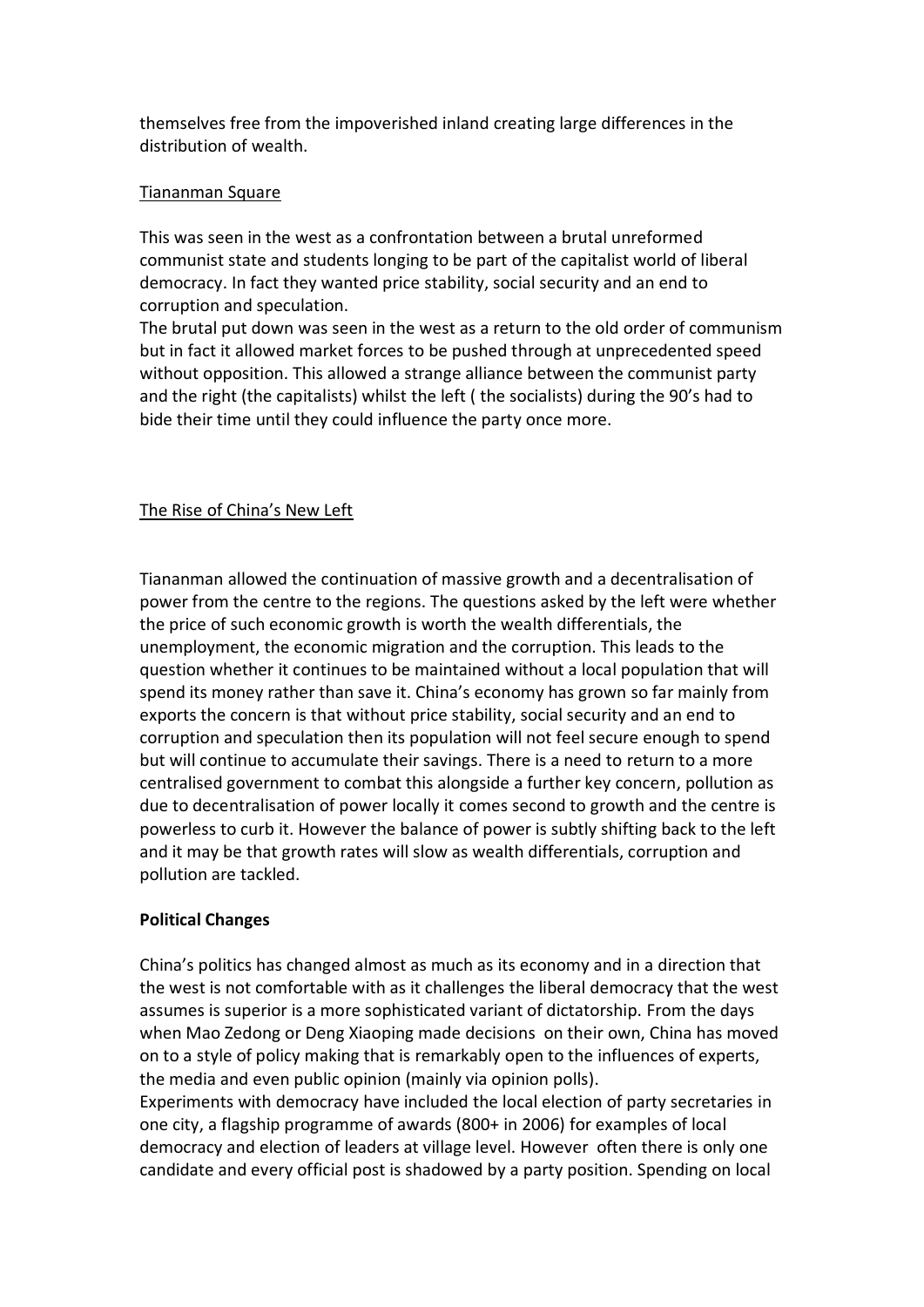themselves free from the impoverished inland creating large differences in the distribution of wealth.

Tiananman Square

This was seen in the west as a confrontation between a brutal unreformed communist state and students longing to be part of the capitalist world of liberal democracy. In fact they wanted price stability, social security and an end to corruption and speculation.
The brutal put down was seen in the west as a return to the old order of communism but in fact it allowed market forces to be pushed through at unprecedented speed without opposition. This allowed a strange alliance between the communist party and the right (the capitalists) whilst the left ( the socialists) during the 90's had to bide their time until they could influence the party once more.

The Rise of China's New Left

Tiananman allowed the continuation of massive growth and a decentralisation of power from the centre to the regions. The questions asked by the left were whether the price of such economic growth is worth the wealth differentials, the unemployment, the economic migration and the corruption. This leads to the question whether it continues to be maintained without a local population that will spend its money rather than save it. China's economy has grown so far mainly from exports the concern is that without price stability, social security and an end to corruption and speculation then its population will not feel secure enough to spend but will continue to accumulate their savings. There is a need to return to a more centralised government to combat this alongside a further key concern, pollution as due to decentralisation of power locally it comes second to growth and the centre is powerless to curb it. However the balance of power is subtly shifting back to the left and it may be that growth rates will slow as wealth differentials, corruption and pollution are tackled.

**Political Changes**

China's politics has changed almost as much as its economy and in a direction that the west is not comfortable with as it challenges the liberal democracy that the west assumes is superior is a more sophisticated variant of dictatorship. From the days when Mao Zedong or Deng Xiaoping made decisions on their own, China has moved on to a style of policy making that is remarkably open to the influences of experts, the media and even public opinion (mainly via opinion polls).
Experiments with democracy have included the local election of party secretaries in one city, a flagship programme of awards (800+ in 2006) for examples of local democracy and election of leaders at village level. However often there is only one candidate and every official post is shadowed by a party position. Spending on local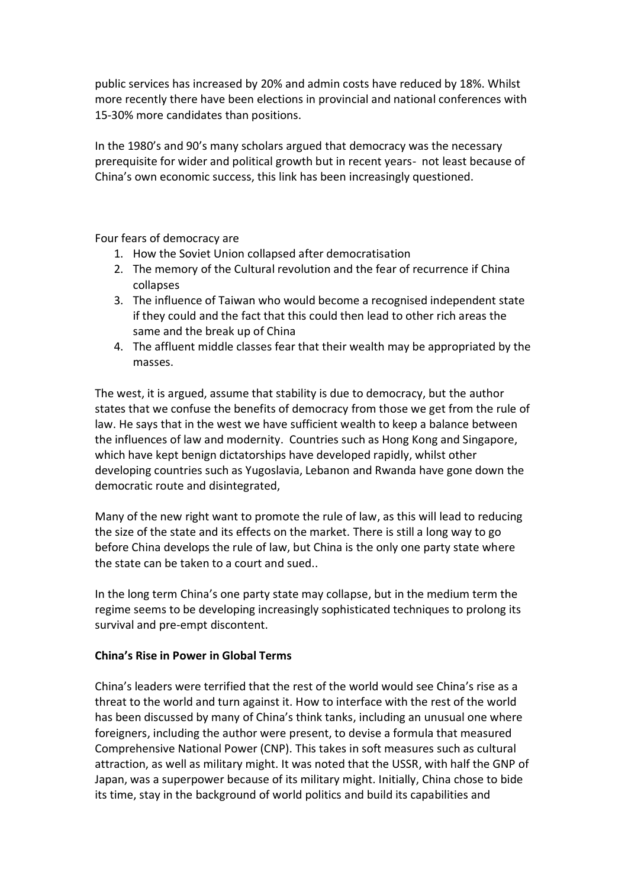public services has increased by 20% and admin costs have reduced by 18%. Whilst more recently there have been elections in provincial and national conferences with 15-30% more candidates than positions.

In the 1980's and 90's many scholars argued that democracy was the necessary prerequisite for wider and political growth but in recent years- not least because of China's own economic success, this link has been increasingly questioned.

Four fears of democracy are

1. How the Soviet Union collapsed after democratisation
2. The memory of the Cultural revolution and the fear of recurrence if China collapses
3. The influence of Taiwan who would become a recognised independent state if they could and the fact that this could then lead to other rich areas the same and the break up of China
4. The affluent middle classes fear that their wealth may be appropriated by the masses.

The west, it is argued, assume that stability is due to democracy, but the author states that we confuse the benefits of democracy from those we get from the rule of law. He says that in the west we have sufficient wealth to keep a balance between the influences of law and modernity. Countries such as Hong Kong and Singapore, which have kept benign dictatorships have developed rapidly, whilst other developing countries such as Yugoslavia, Lebanon and Rwanda have gone down the democratic route and disintegrated,

Many of the new right want to promote the rule of law, as this will lead to reducing the size of the state and its effects on the market. There is still a long way to go before China develops the rule of law, but China is the only one party state where the state can be taken to a court and sued..

In the long term China's one party state may collapse, but in the medium term the regime seems to be developing increasingly sophisticated techniques to prolong its survival and pre-empt discontent.

**China's Rise in Power in Global Terms**

China's leaders were terrified that the rest of the world would see China's rise as a threat to the world and turn against it. How to interface with the rest of the world has been discussed by many of China's think tanks, including an unusual one where foreigners, including the author were present, to devise a formula that measured Comprehensive National Power (CNP). This takes in soft measures such as cultural attraction, as well as military might. It was noted that the USSR, with half the GNP of Japan, was a superpower because of its military might. Initially, China chose to bide its time, stay in the background of world politics and build its capabilities and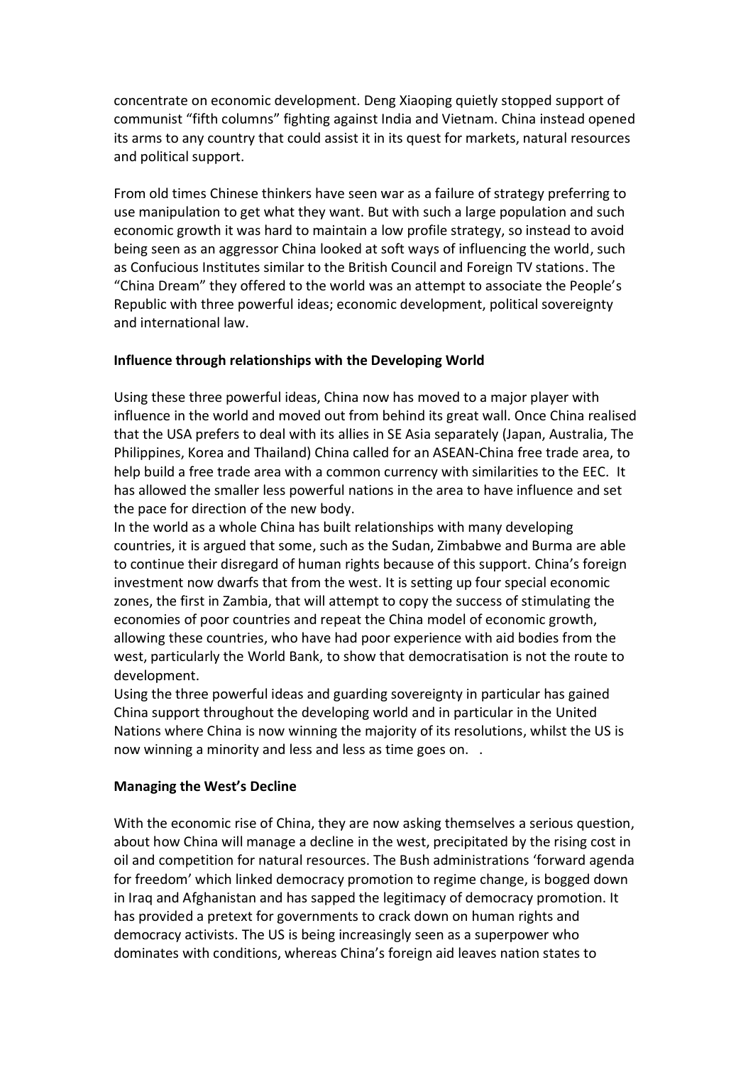concentrate on economic development. Deng Xiaoping quietly stopped support of communist "fifth columns" fighting against India and Vietnam. China instead opened its arms to any country that could assist it in its quest for markets, natural resources and political support.

From old times Chinese thinkers have seen war as a failure of strategy preferring to use manipulation to get what they want. But with such a large population and such economic growth it was hard to maintain a low profile strategy, so instead to avoid being seen as an aggressor China looked at soft ways of influencing the world, such as Confucious Institutes similar to the British Council and Foreign TV stations. The "China Dream" they offered to the world was an attempt to associate the People's Republic with three powerful ideas; economic development, political sovereignty and international law.

**Influence through relationships with the Developing World**

Using these three powerful ideas, China now has moved to a major player with influence in the world and moved out from behind its great wall. Once China realised that the USA prefers to deal with its allies in SE Asia separately (Japan, Australia, The Philippines, Korea and Thailand) China called for an ASEAN-China free trade area, to help build a free trade area with a common currency with similarities to the EEC. It has allowed the smaller less powerful nations in the area to have influence and set the pace for direction of the new body.

In the world as a whole China has built relationships with many developing countries, it is argued that some, such as the Sudan, Zimbabwe and Burma are able to continue their disregard of human rights because of this support. China's foreign investment now dwarfs that from the west. It is setting up four special economic zones, the first in Zambia, that will attempt to copy the success of stimulating the economies of poor countries and repeat the China model of economic growth, allowing these countries, who have had poor experience with aid bodies from the west, particularly the World Bank, to show that democratisation is not the route to development.

Using the three powerful ideas and guarding sovereignty in particular has gained China support throughout the developing world and in particular in the United Nations where China is now winning the majority of its resolutions, whilst the US is now winning a minority and less and less as time goes on. .

**Managing the West's Decline**

With the economic rise of China, they are now asking themselves a serious question, about how China will manage a decline in the west, precipitated by the rising cost in oil and competition for natural resources. The Bush administrations 'forward agenda for freedom' which linked democracy promotion to regime change, is bogged down in Iraq and Afghanistan and has sapped the legitimacy of democracy promotion. It has provided a pretext for governments to crack down on human rights and democracy activists. The US is being increasingly seen as a superpower who dominates with conditions, whereas China's foreign aid leaves nation states to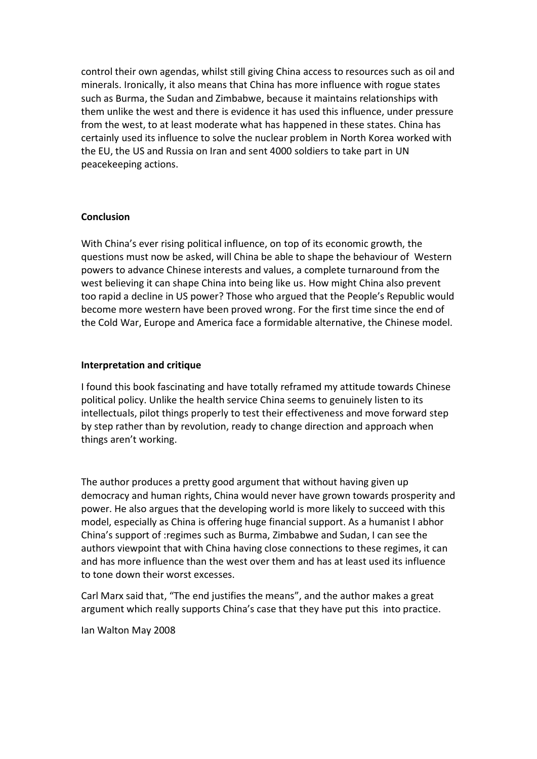control their own agendas, whilst still giving China access to resources such as oil and minerals. Ironically, it also means that China has more influence with rogue states such as Burma, the Sudan and Zimbabwe, because it maintains relationships with them unlike the west and there is evidence it has used this influence, under pressure from the west, to at least moderate what has happened in these states. China has certainly used its influence to solve the nuclear problem in North Korea worked with the EU, the US and Russia on Iran and sent 4000 soldiers to take part in UN peacekeeping actions.

**Conclusion**

With China's ever rising political influence, on top of its economic growth, the questions must now be asked, will China be able to shape the behaviour of Western powers to advance Chinese interests and values, a complete turnaround from the west believing it can shape China into being like us. How might China also prevent too rapid a decline in US power? Those who argued that the People's Republic would become more western have been proved wrong. For the first time since the end of the Cold War, Europe and America face a formidable alternative, the Chinese model.

**Interpretation and critique**

I found this book fascinating and have totally reframed my attitude towards Chinese political policy. Unlike the health service China seems to genuinely listen to its intellectuals, pilot things properly to test their effectiveness and move forward step by step rather than by revolution, ready to change direction and approach when things aren't working.

The author produces a pretty good argument that without having given up democracy and human rights, China would never have grown towards prosperity and power. He also argues that the developing world is more likely to succeed with this model, especially as China is offering huge financial support. As a humanist I abhor China's support of :regimes such as Burma, Zimbabwe and Sudan, I can see the authors viewpoint that with China having close connections to these regimes, it can and has more influence than the west over them and has at least used its influence to tone down their worst excesses.

Carl Marx said that, "The end justifies the means", and the author makes a great argument which really supports China's case that they have put this into practice.

Ian Walton May 2008